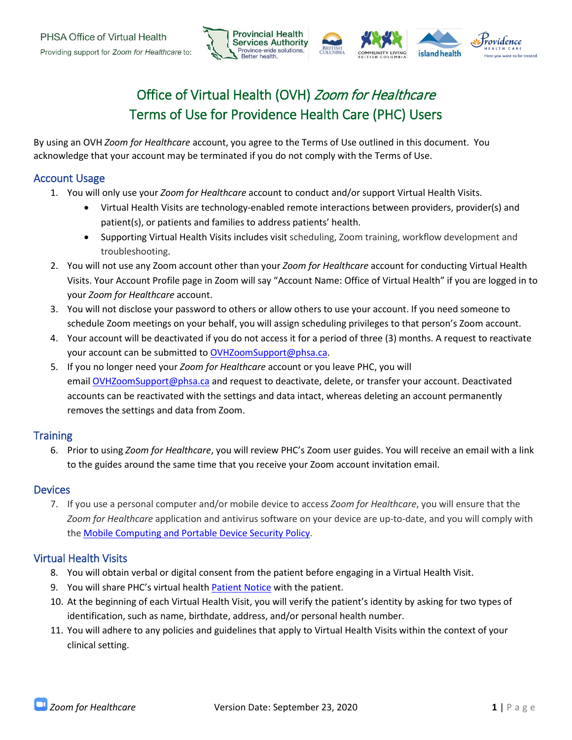PHSA Office of Virtual Health

Providing support for *Zoom for Healthcare* to:

# Office of Virtual Health (OVH) *Zoom for Healthcare* Terms of Use for Providence Health Care (PHC) Users

By using an OVH *Zoom for Healthcare* account, you agree to the Terms of Use outlined in this document. You acknowledge that your account may be terminated if you do not comply with the Terms of Use.

## Account Usage

1. You will only use your *Zoom for Healthcare* account to conduct and/or support Virtual Health Visits.
   - Virtual Health Visits are technology-enabled remote interactions between providers, provider(s) and patient(s), or patients and families to address patients' health.
   - Supporting Virtual Health Visits includes visit scheduling, Zoom training, workflow development and troubleshooting.
2. You will not use any Zoom account other than your *Zoom for Healthcare* account for conducting Virtual Health Visits. Your Account Profile page in Zoom will say "Account Name: Office of Virtual Health" if you are logged in to your *Zoom for Healthcare* account.
3. You will not disclose your password to others or allow others to use your account. If you need someone to schedule Zoom meetings on your behalf, you will assign scheduling privileges to that person's Zoom account.
4. Your account will be deactivated if you do not access it for a period of three (3) months. A request to reactivate your account can be submitted to OVHZoomSupport@phsa.ca.
5. If you no longer need your *Zoom for Healthcare* account or you leave PHC, you will email OVHZoomSupport@phsa.ca and request to deactivate, delete, or transfer your account. Deactivated accounts can be reactivated with the settings and data intact, whereas deleting an account permanently removes the settings and data from Zoom.

## Training

6. Prior to using *Zoom for Healthcare*, you will review PHC's Zoom user guides. You will receive an email with a link to the guides around the same time that you receive your Zoom account invitation email.

## Devices

7. If you use a personal computer and/or mobile device to access *Zoom for Healthcare*, you will ensure that the *Zoom for Healthcare* application and antivirus software on your device are up-to-date, and you will comply with the Mobile Computing and Portable Device Security Policy.

## Virtual Health Visits

8. You will obtain verbal or digital consent from the patient before engaging in a Virtual Health Visit.
9. You will share PHC's virtual health Patient Notice with the patient.
10. At the beginning of each Virtual Health Visit, you will verify the patient's identity by asking for two types of identification, such as name, birthdate, address, and/or personal health number.
11. You will adhere to any policies and guidelines that apply to Virtual Health Visits within the context of your clinical setting.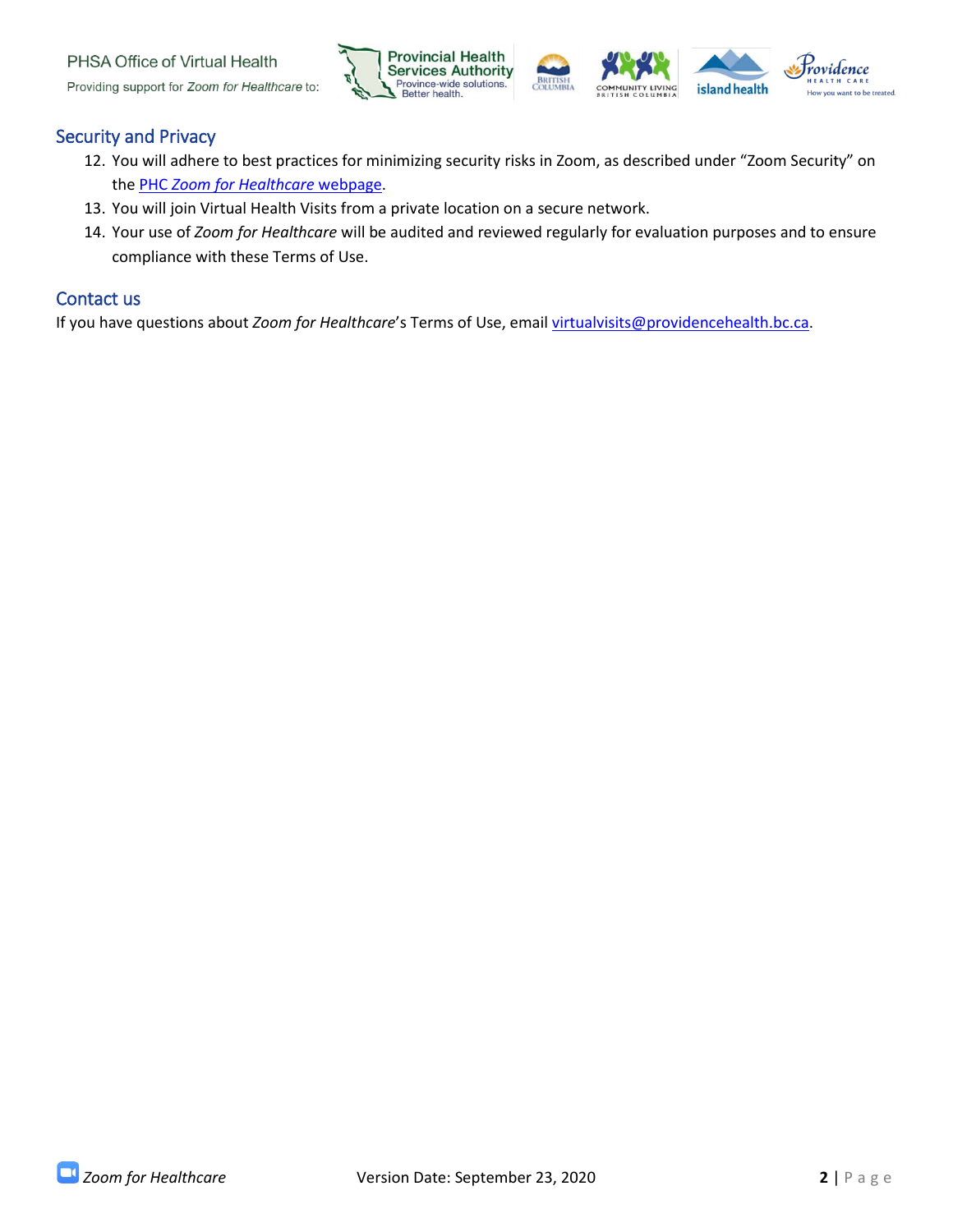## Security and Privacy

12. You will adhere to best practices for minimizing security risks in Zoom, as described under "Zoom Security" on the PHC *Zoom for Healthcare* webpage.
13. You will join Virtual Health Visits from a private location on a secure network.
14. Your use of *Zoom for Healthcare* will be audited and reviewed regularly for evaluation purposes and to ensure compliance with these Terms of Use.

## Contact us

If you have questions about *Zoom for Healthcare*'s Terms of Use, email virtualvisits@providencehealth.bc.ca.